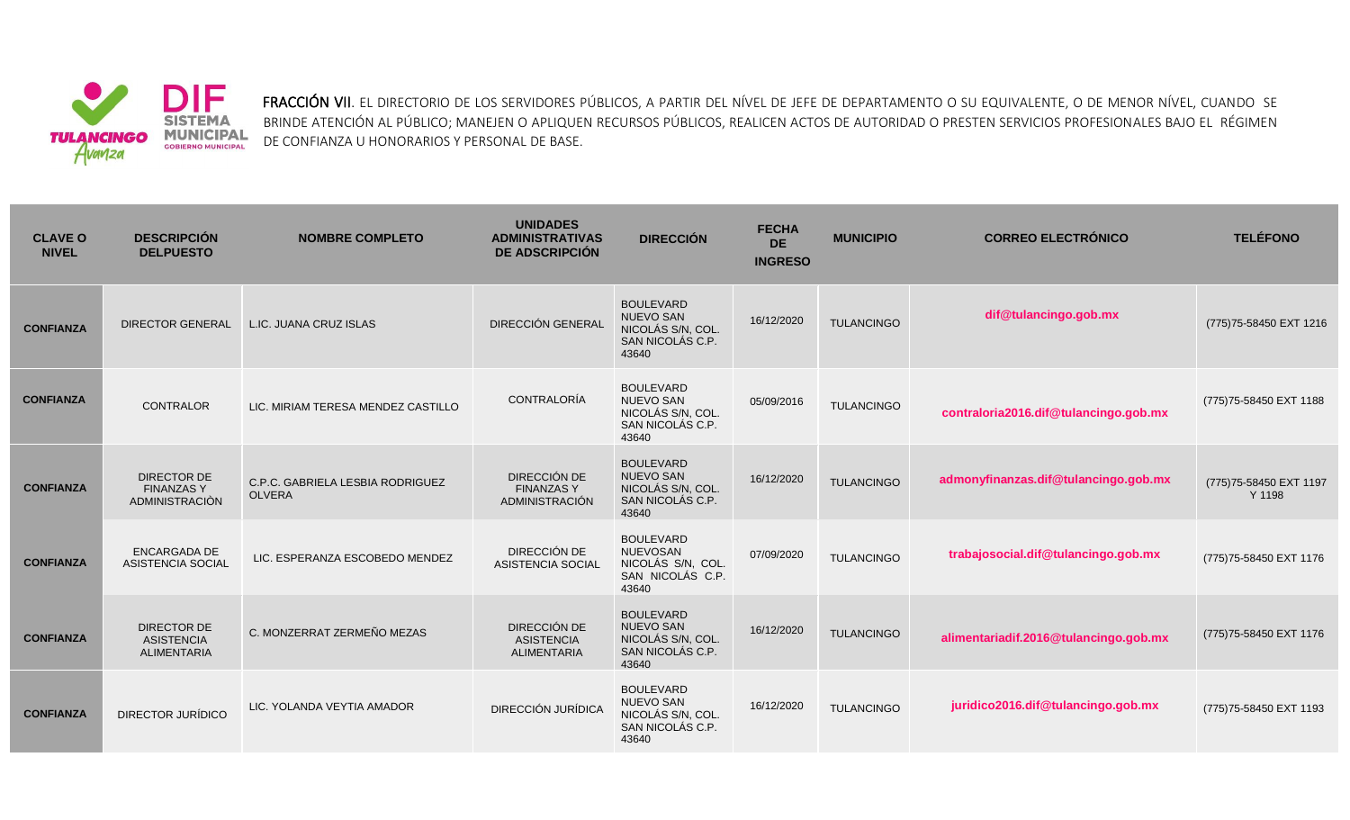**FRACCIÓN VII**. EL DIRECTORIO DE LOS SERVIDORES PÚBLICOS, A PARTIR DEL NÍVEL DE JEFE DE DEPARTAMENTO O SU EQUIVALENTE, O DE MENOR NÍVEL, CUANDO SE BRINDE ATENCIÓN AL PÚBLICO; MANEJEN O APLIQUEN RECURSOS PÚBLICOS, REALICEN ACTOS DE AUTORIDAD O PRESTEN SERVICIOS PROFESIONALES BAJO EL RÉGIMEN DE CONFIANZA U HONORARIOS Y PERSONAL DE BASE.

| CLAVE O NIVEL | DESCRIPCIÓN DELPUESTO | NOMBRE COMPLETO | UNIDADES ADMINISTRATIVAS DE ADSCRIPCIÓN | DIRECCIÓN | FECHA DE INGRESO | MUNICIPIO | CORREO ELECTRÓNICO | TELÉFONO |
|---|---|---|---|---|---|---|---|---|
| CONFIANZA | DIRECTOR GENERAL | L.IC. JUANA CRUZ ISLAS | DIRECCIÓN GENERAL | BOULEVARD NUEVO SAN NICOLÁS S/N, COL. SAN NICOLÁS C.P. 43640 | 16/12/2020 | TULANCINGO | dif@tulancingo.gob.mx | (775)75-58450 EXT 1216 |
| CONFIANZA | CONTRALOR | LIC. MIRIAM TERESA MENDEZ CASTILLO | CONTRALORÍA | BOULEVARD NUEVO SAN NICOLÁS S/N, COL. SAN NICOLÁS C.P. 43640 | 05/09/2016 | TULANCINGO | contraloria2016.dif@tulancingo.gob.mx | (775)75-58450 EXT 1188 |
| CONFIANZA | DIRECTOR DE FINANZAS Y ADMINISTRACIÒN | C.P.C. GABRIELA LESBIA RODRIGUEZ OLVERA | DIRECCIÓN DE FINANZAS Y ADMINISTRACIÓN | BOULEVARD NUEVO SAN NICOLÁS S/N, COL. SAN NICOLÁS C.P. 43640 | 16/12/2020 | TULANCINGO | admonyfinanzas.dif@tulancingo.gob.mx | (775)75-58450 EXT 1197 Y 1198 |
| CONFIANZA | ENCARGADA DE ASISTENCIA SOCIAL | LIC. ESPERANZA ESCOBEDO MENDEZ | DIRECCIÓN DE ASISTENCIA SOCIAL | BOULEVARD NUEVOSAN NICOLÁS S/N, COL. SAN NICOLÁS C.P. 43640 | 07/09/2020 | TULANCINGO | trabajosocial.dif@tulancingo.gob.mx | (775)75-58450 EXT 1176 |
| CONFIANZA | DIRECTOR DE ASISTENCIA ALIMENTARIA | C. MONZERRAT ZERMEÑO MEZAS | DIRECCIÓN DE ASISTENCIA ALIMENTARIA | BOULEVARD NUEVO SAN NICOLÁS S/N, COL. SAN NICOLÁS C.P. 43640 | 16/12/2020 | TULANCINGO | alimentariadif.2016@tulancingo.gob.mx | (775)75-58450 EXT 1176 |
| CONFIANZA | DIRECTOR JURÍDICO | LIC. YOLANDA VEYTIA AMADOR | DIRECCIÓN JURÍDICA | BOULEVARD NUEVO SAN NICOLÁS S/N, COL. SAN NICOLÁS C.P. 43640 | 16/12/2020 | TULANCINGO | juridico2016.dif@tulancingo.gob.mx | (775)75-58450 EXT 1193 |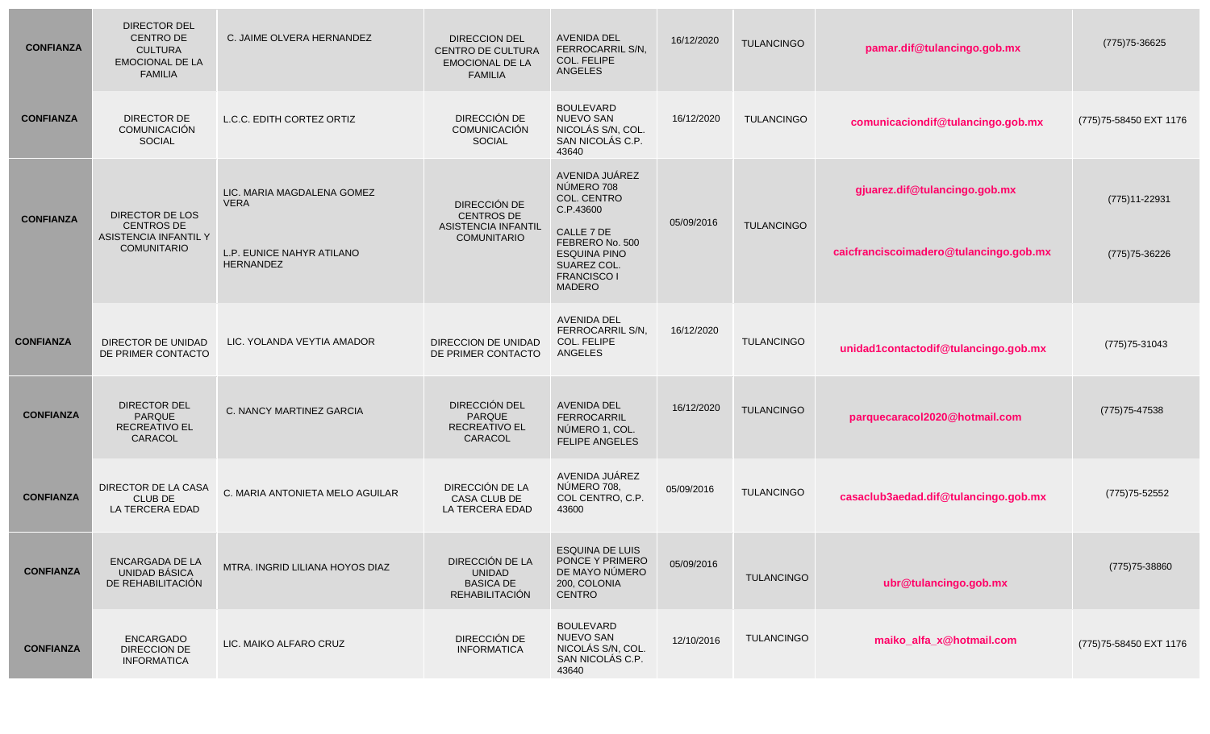| | | | | | | | | |
|---|---|---|---|---|---|---|---|---|
| **CONFIANZA** | DIRECTOR DEL CENTRO DE CULTURA EMOCIONAL DE LA FAMILIA | C. JAIME OLVERA HERNANDEZ | DIRECCION DEL CENTRO DE CULTURA EMOCIONAL DE LA FAMILIA | AVENIDA DEL FERROCARRIL S/N, COL. FELIPE ANGELES | 16/12/2020 | TULANCINGO | **pamar.dif@tulancingo.gob.mx** | (775)75-36625 |
| **CONFIANZA** | DIRECTOR DE COMUNICACIÓN SOCIAL | L.C.C. EDITH CORTEZ ORTIZ | DIRECCIÓN DE COMUNICACIÓN SOCIAL | BOULEVARD NUEVO SAN NICOLÁS S/N, COL. SAN NICOLÁS C.P. 43640 | 16/12/2020 | TULANCINGO | **comunicaciondif@tulancingo.gob.mx** | (775)75-58450 EXT 1176 |
| **CONFIANZA** | DIRECTOR DE LOS CENTROS DE ASISTENCIA INFANTIL Y COMUNITARIO | LIC. MARIA MAGDALENA GOMEZ VERA<br><br>L.P. EUNICE NAHYR ATILANO HERNANDEZ | DIRECCIÓN DE CENTROS DE ASISTENCIA INFANTIL COMUNITARIO | AVENIDA JUÁREZ NÚMERO 708 COL. CENTRO C.P.43600<br><br>CALLE 7 DE FEBRERO No. 500 ESQUINA PINO SUAREZ COL. FRANCISCO I MADERO | 05/09/2016 | TULANCINGO | **gjuarez.dif@tulancingo.gob.mx**<br><br>**caicfranciscoimadero@tulancingo.gob.mx** | (775)11-22931<br><br>(775)75-36226 |
| **CONFIANZA** | DIRECTOR DE UNIDAD DE PRIMER CONTACTO | LIC. YOLANDA VEYTIA AMADOR | DIRECCION DE UNIDAD DE PRIMER CONTACTO | AVENIDA DEL FERROCARRIL S/N, COL. FELIPE ANGELES | 16/12/2020 | TULANCINGO | **unidad1contactodif@tulancingo.gob.mx** | (775)75-31043 |
| **CONFIANZA** | DIRECTOR DEL PARQUE RECREATIVO EL CARACOL | C. NANCY MARTINEZ GARCIA | DIRECCIÓN DEL PARQUE RECREATIVO EL CARACOL | AVENIDA DEL FERROCARRIL NÚMERO 1, COL. FELIPE ANGELES | 16/12/2020 | TULANCINGO | **parquecaracol2020@hotmail.com** | (775)75-47538 |
| **CONFIANZA** | DIRECTOR DE LA CASA CLUB DE LA TERCERA EDAD | C. MARIA ANTONIETA MELO AGUILAR | DIRECCIÓN DE LA CASA CLUB DE LA TERCERA EDAD | AVENIDA JUÁREZ NÚMERO 708, COL CENTRO, C.P. 43600 | 05/09/2016 | TULANCINGO | **casaclub3aedad.dif@tulancingo.gob.mx** | (775)75-52552 |
| **CONFIANZA** | ENCARGADA DE LA UNIDAD BÁSICA DE REHABILITACIÓN | MTRA. INGRID LILIANA HOYOS DIAZ | DIRECCIÓN DE LA UNIDAD BASICA DE REHABILITACIÓN | ESQUINA DE LUIS PONCE Y PRIMERO DE MAYO NÚMERO 200, COLONIA CENTRO | 05/09/2016 | TULANCINGO | **ubr@tulancingo.gob.mx** | (775)75-38860 |
| **CONFIANZA** | ENCARGADO DIRECCION DE INFORMATICA | LIC. MAIKO ALFARO CRUZ | DIRECCIÓN DE INFORMATICA | BOULEVARD NUEVO SAN NICOLÁS S/N, COL. SAN NICOLÁS C.P. 43640 | 12/10/2016 | TULANCINGO | **maiko_alfa_x@hotmail.com** | (775)75-58450 EXT 1176 |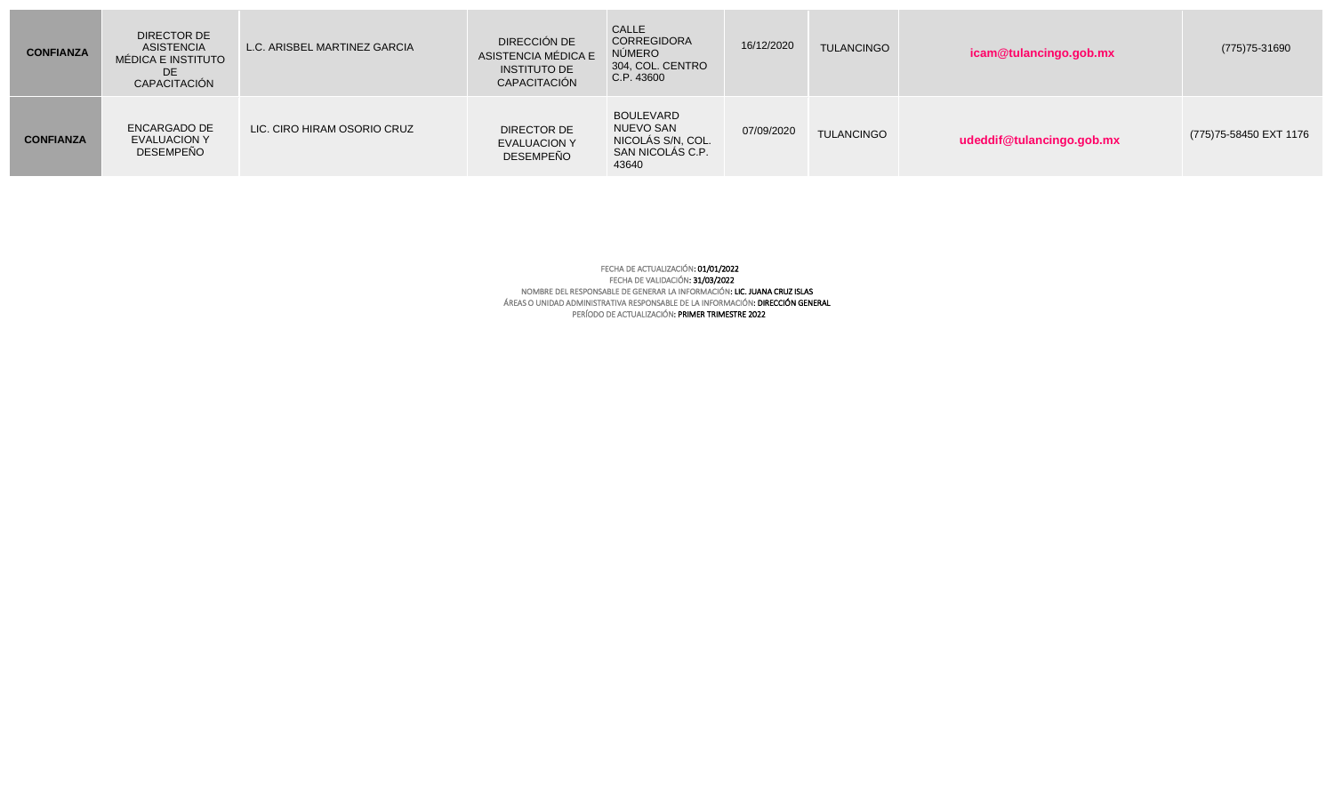| | | | | | | | | |
|---|---|---|---|---|---|---|---|---|
| **CONFIANZA** | DIRECTOR DE ASISTENCIA MÉDICA E INSTITUTO DE CAPACITACIÓN | L.C. ARISBEL MARTINEZ GARCIA | DIRECCIÓN DE ASISTENCIA MÉDICA E INSTITUTO DE CAPACITACIÓN | CALLE CORREGIDORA NÚMERO 304, COL. CENTRO C.P. 43600 | 16/12/2020 | TULANCINGO | **icam@tulancingo.gob.mx** | (775)75-31690 |
| **CONFIANZA** | ENCARGADO DE EVALUACION Y DESEMPEÑO | LIC. CIRO HIRAM OSORIO CRUZ | DIRECTOR DE EVALUACION Y DESEMPEÑO | BOULEVARD NUEVO SAN NICOLÁS S/N, COL. SAN NICOLÁS C.P. 43640 | 07/09/2020 | TULANCINGO | **udeddif@tulancingo.gob.mx** | (775)75-58450 EXT 1176 |

FECHA DE ACTUALIZACIÓN: **01/01/2022**
FECHA DE VALIDACIÓN: **31/03/2022**
NOMBRE DEL RESPONSABLE DE GENERAR LA INFORMACIÓN: **LIC. JUANA CRUZ ISLAS**
ÁREAS O UNIDAD ADMINISTRATIVA RESPONSABLE DE LA INFORMACIÓN: **DIRECCIÓN GENERAL**
PERÍODO DE ACTUALIZACIÓN: **PRIMER TRIMESTRE 2022**